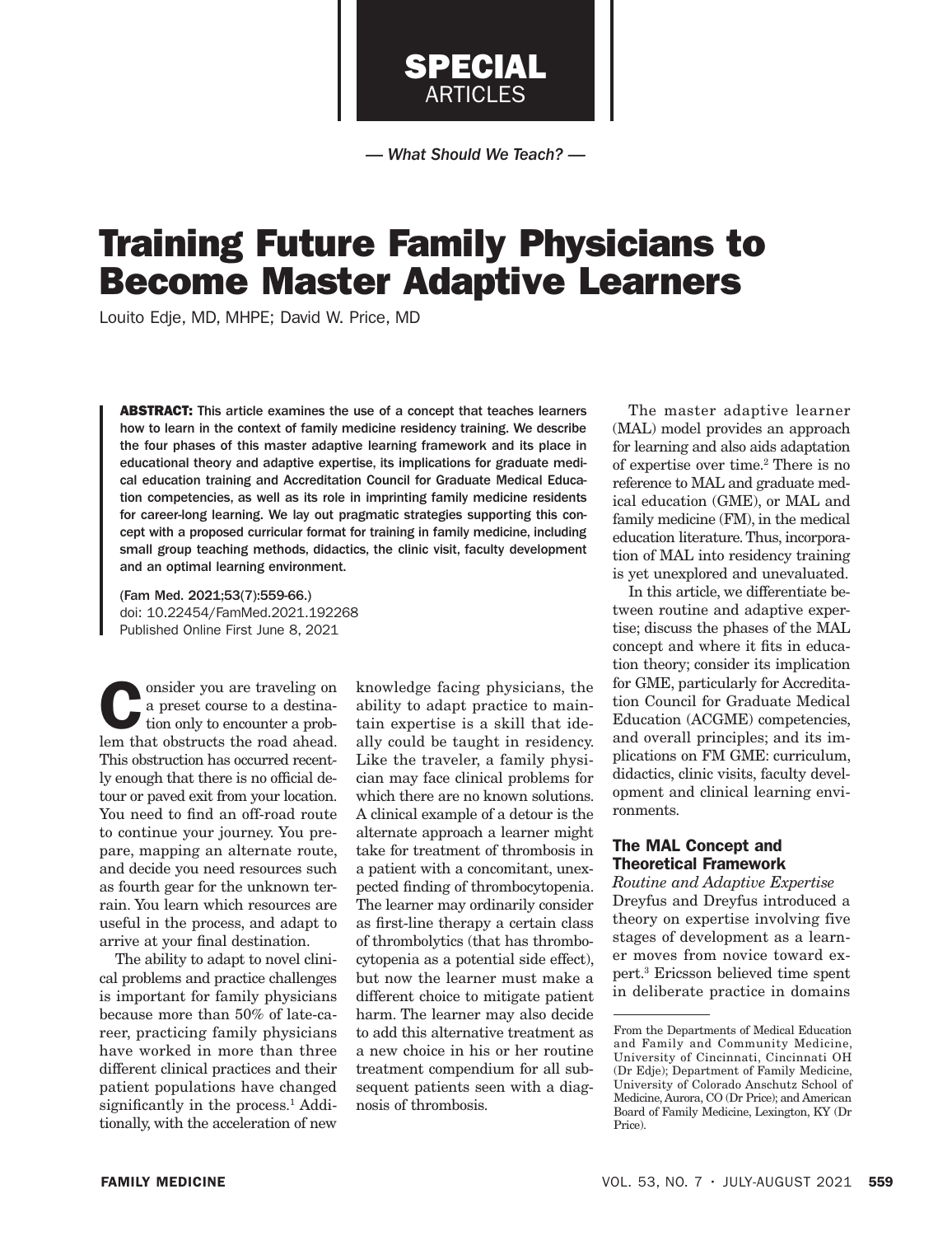SPECIAL ARTICLES

— *What Should We Teach?* —

# Training Future Family Physicians to Become Master Adaptive Learners

Louito Edje, MD, MHPE; David W. Price, MD

**ABSTRACT:** This article examines the use of a concept that teaches learners how to learn in the context of family medicine residency training. We describe the four phases of this master adaptive learning framework and its place in educational theory and adaptive expertise, its implications for graduate medical education training and Accreditation Council for Graduate Medical Education competencies, as well as its role in imprinting family medicine residents for career-long learning. We lay out pragmatic strategies supporting this concept with a proposed curricular format for training in family medicine, including small group teaching methods, didactics, the clinic visit, faculty development and an optimal learning environment.

(Fam Med. 2021;53(7):559-66.)
doi: 10.22454/FamMed.2021.192268
Published Online First June 8, 2021

Consider you are traveling on a preset course to a destination only to encounter a problem that obstructs the road ahead. This obstruction has occurred recently enough that there is no official detour or paved exit from your location. You need to find an off-road route to continue your journey. You prepare, mapping an alternate route, and decide you need resources such as fourth gear for the unknown terrain. You learn which resources are useful in the process, and adapt to arrive at your final destination.

The ability to adapt to novel clinical problems and practice challenges is important for family physicians because more than 50% of late-career, practicing family physicians have worked in more than three different clinical practices and their patient populations have changed significantly in the process.[1] Additionally, with the acceleration of new knowledge facing physicians, the ability to adapt practice to maintain expertise is a skill that ideally could be taught in residency. Like the traveler, a family physician may face clinical problems for which there are no known solutions. A clinical example of a detour is the alternate approach a learner might take for treatment of thrombosis in a patient with a concomitant, unexpected finding of thrombocytopenia. The learner may ordinarily consider as first-line therapy a certain class of thrombolytics (that has thrombocytopenia as a potential side effect), but now the learner must make a different choice to mitigate patient harm. The learner may also decide to add this alternative treatment as a new choice in his or her routine treatment compendium for all subsequent patients seen with a diagnosis of thrombosis.

The master adaptive learner (MAL) model provides an approach for learning and also aids adaptation of expertise over time.[2] There is no reference to MAL and graduate medical education (GME), or MAL and family medicine (FM), in the medical education literature. Thus, incorporation of MAL into residency training is yet unexplored and unevaluated.

In this article, we differentiate between routine and adaptive expertise; discuss the phases of the MAL concept and where it fits in education theory; consider its implication for GME, particularly for Accreditation Council for Graduate Medical Education (ACGME) competencies, and overall principles; and its implications on FM GME: curriculum, didactics, clinic visits, faculty development and clinical learning environments.

## The MAL Concept and Theoretical Framework

### *Routine and Adaptive Expertise*

Dreyfus and Dreyfus introduced a theory on expertise involving five stages of development as a learner moves from novice toward expert.[3] Ericsson believed time spent in deliberate practice in domains

From the Departments of Medical Education and Family and Community Medicine, University of Cincinnati, Cincinnati OH (Dr Edje); Department of Family Medicine, University of Colorado Anschutz School of Medicine, Aurora, CO (Dr Price); and American Board of Family Medicine, Lexington, KY (Dr Price).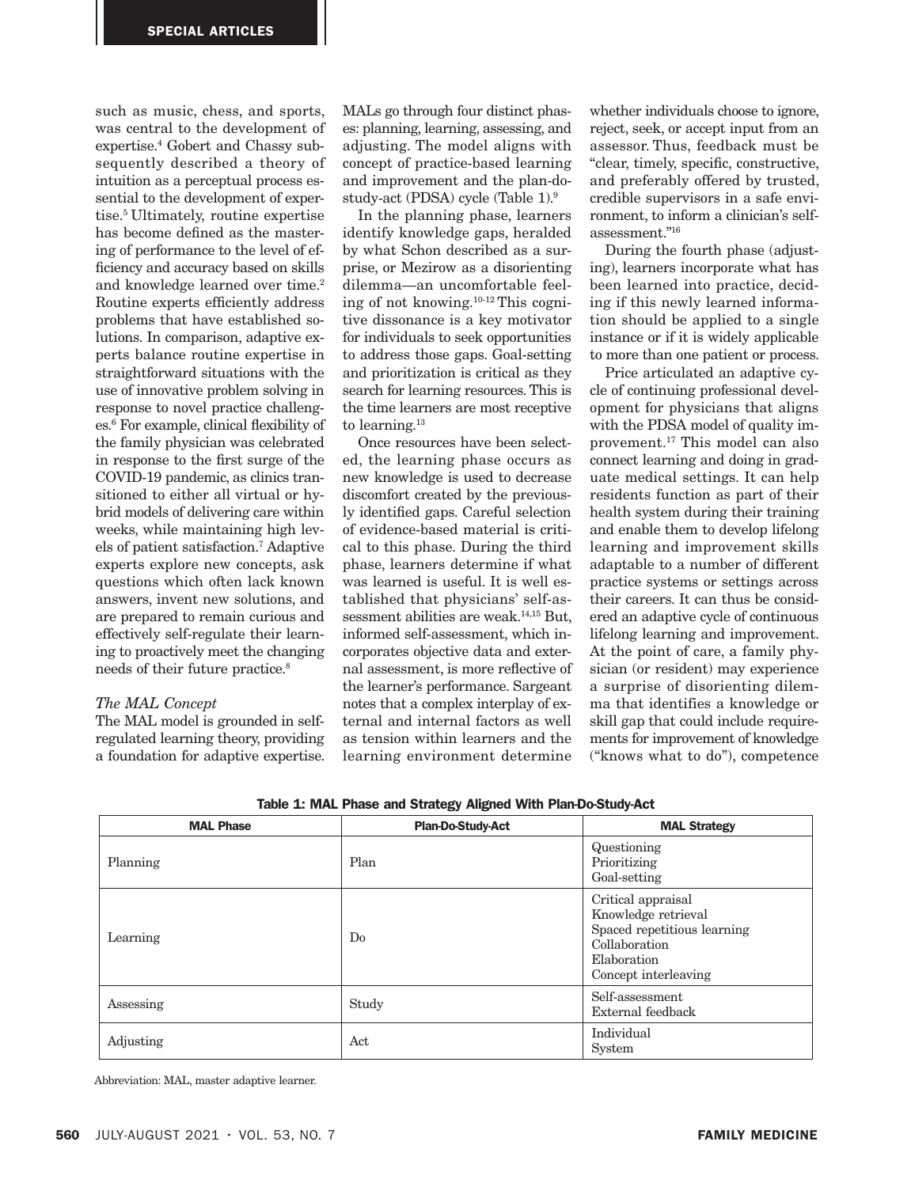such as music, chess, and sports, was central to the development of expertise.[4] Gobert and Chassy subsequently described a theory of intuition as a perceptual process essential to the development of expertise.[5] Ultimately, routine expertise has become defined as the mastering of performance to the level of efficiency and accuracy based on skills and knowledge learned over time.[2] Routine experts efficiently address problems that have established solutions. In comparison, adaptive experts balance routine expertise in straightforward situations with the use of innovative problem solving in response to novel practice challenges.[6] For example, clinical flexibility of the family physician was celebrated in response to the first surge of the COVID-19 pandemic, as clinics transitioned to either all virtual or hybrid models of delivering care within weeks, while maintaining high levels of patient satisfaction.[7] Adaptive experts explore new concepts, ask questions which often lack known answers, invent new solutions, and are prepared to remain curious and effectively self-regulate their learning to proactively meet the changing needs of their future practice.[8]

*The MAL Concept*

The MAL model is grounded in self-regulated learning theory, providing a foundation for adaptive expertise. MALs go through four distinct phases: planning, learning, assessing, and adjusting. The model aligns with concept of practice-based learning and improvement and the plan-do-study-act (PDSA) cycle (Table 1).[9]

In the planning phase, learners identify knowledge gaps, heralded by what Schon described as a surprise, or Mezirow as a disorienting dilemma—an uncomfortable feeling of not knowing.[10-12] This cognitive dissonance is a key motivator for individuals to seek opportunities to address those gaps. Goal-setting and prioritization is critical as they search for learning resources. This is the time learners are most receptive to learning.[13]

Once resources have been selected, the learning phase occurs as new knowledge is used to decrease discomfort created by the previously identified gaps. Careful selection of evidence-based material is critical to this phase. During the third phase, learners determine if what was learned is useful. It is well established that physicians' self-assessment abilities are weak.[14,15] But, informed self-assessment, which incorporates objective data and external assessment, is more reflective of the learner's performance. Sargeant notes that a complex interplay of external and internal factors as well as tension within learners and the learning environment determine whether individuals choose to ignore, reject, seek, or accept input from an assessor. Thus, feedback must be "clear, timely, specific, constructive, and preferably offered by trusted, credible supervisors in a safe environment, to inform a clinician's self-assessment."[16]

During the fourth phase (adjusting), learners incorporate what has been learned into practice, deciding if this newly learned information should be applied to a single instance or if it is widely applicable to more than one patient or process.

Price articulated an adaptive cycle of continuing professional development for physicians that aligns with the PDSA model of quality improvement.[17] This model can also connect learning and doing in graduate medical settings. It can help residents function as part of their health system during their training and enable them to develop lifelong learning and improvement skills adaptable to a number of different practice systems or settings across their careers. It can thus be considered an adaptive cycle of continuous lifelong learning and improvement. At the point of care, a family physician (or resident) may experience a surprise of disorienting dilemma that identifies a knowledge or skill gap that could include requirements for improvement of knowledge ("knows what to do"), competence

**Table 1: MAL Phase and Strategy Aligned With Plan-Do-Study-Act**

| MAL Phase | Plan-Do-Study-Act | MAL Strategy |
|---|---|---|
| Planning | Plan | Questioning<br>Prioritizing<br>Goal-setting |
| Learning | Do | Critical appraisal<br>Knowledge retrieval<br>Spaced repetitious learning<br>Collaboration<br>Elaboration<br>Concept interleaving |
| Assessing | Study | Self-assessment<br>External feedback |
| Adjusting | Act | Individual<br>System |

Abbreviation: MAL, master adaptive learner.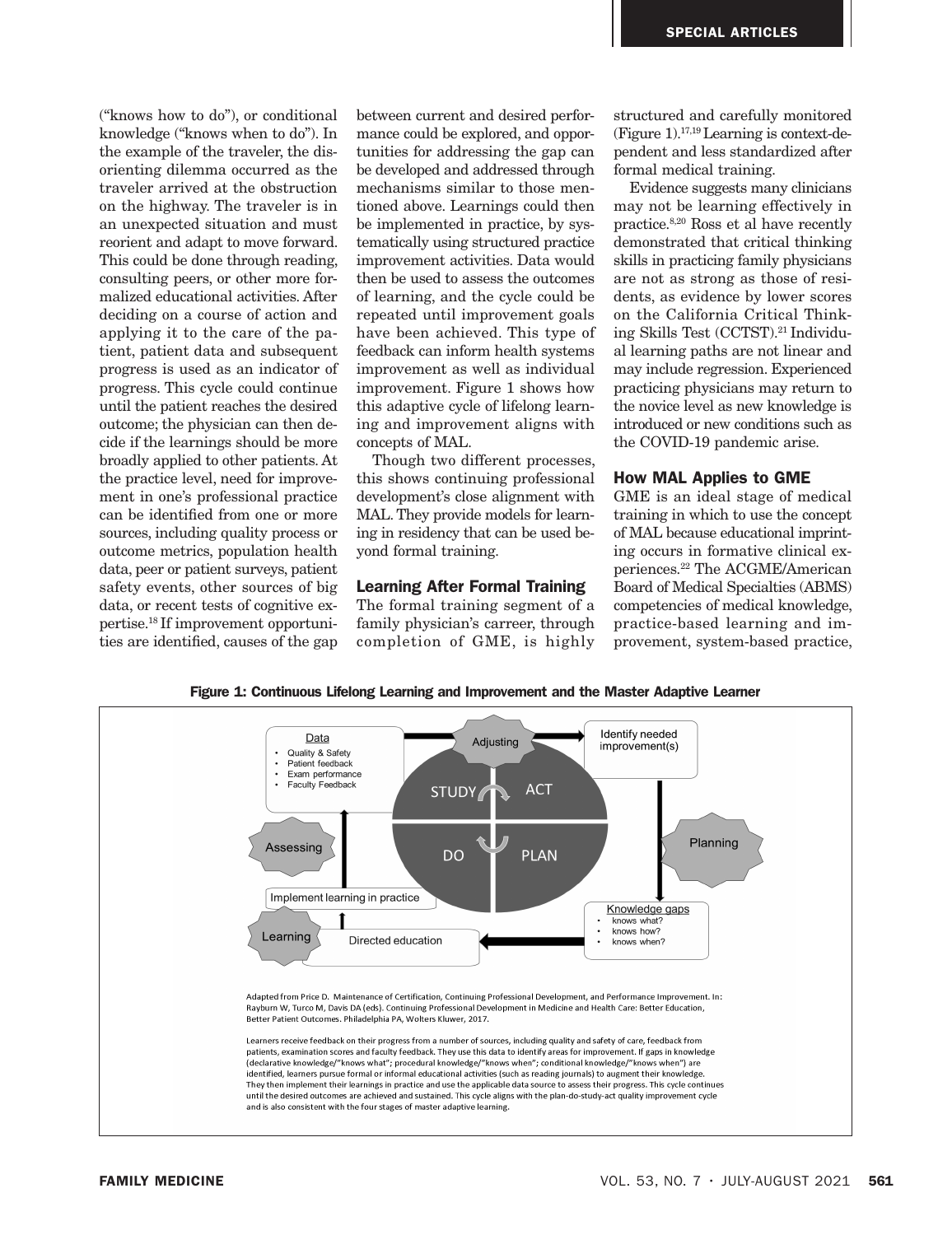("knows how to do"), or conditional knowledge ("knows when to do"). In the example of the traveler, the disorienting dilemma occurred as the traveler arrived at the obstruction on the highway. The traveler is in an unexpected situation and must reorient and adapt to move forward. This could be done through reading, consulting peers, or other more formalized educational activities. After deciding on a course of action and applying it to the care of the patient, patient data and subsequent progress is used as an indicator of progress. This cycle could continue until the patient reaches the desired outcome; the physician can then decide if the learnings should be more broadly applied to other patients. At the practice level, need for improvement in one's professional practice can be identified from one or more sources, including quality process or outcome metrics, population health data, peer or patient surveys, patient safety events, other sources of big data, or recent tests of cognitive expertise.[18] If improvement opportunities are identified, causes of the gap between current and desired performance could be explored, and opportunities for addressing the gap can be developed and addressed through mechanisms similar to those mentioned above. Learnings could then be implemented in practice, by systematically using structured practice improvement activities. Data would then be used to assess the outcomes of learning, and the cycle could be repeated until improvement goals have been achieved. This type of feedback can inform health systems improvement as well as individual improvement. Figure 1 shows how this adaptive cycle of lifelong learning and improvement aligns with concepts of MAL.

Though two different processes, this shows continuing professional development's close alignment with MAL. They provide models for learning in residency that can be used beyond formal training.

## Learning After Formal Training

The formal training segment of a family physician's carreer, through completion of GME, is highly structured and carefully monitored (Figure 1).[17,19] Learning is context-dependent and less standardized after formal medical training.

Evidence suggests many clinicians may not be learning effectively in practice.[8,20] Ross et al have recently demonstrated that critical thinking skills in practicing family physicians are not as strong as those of residents, as evidence by lower scores on the California Critical Thinking Skills Test (CCTST).[21] Individual learning paths are not linear and may include regression. Experienced practicing physicians may return to the novice level as new knowledge is introduced or new conditions such as the COVID-19 pandemic arise.

## How MAL Applies to GME

GME is an ideal stage of medical training in which to use the concept of MAL because educational imprinting occurs in formative clinical experiences.[22] The ACGME/American Board of Medical Specialties (ABMS) competencies of medical knowledge, practice-based learning and improvement, system-based practice,

**Figure 1: Continuous Lifelong Learning and Improvement and the Master Adaptive Learner**

Data
- Quality & Safety
- Patient feedback
- Exam performance
- Faculty Feedback

Adjusting — Identify needed improvement(s) — Planning — Knowledge gaps (knows what? knows how? knows when?) — Directed education — Learning — Implement learning in practice — Assessing

STUDY / ACT / DO / PLAN

Adapted from Price D. Maintenance of Certification, Continuing Professional Development, and Performance Improvement. In: Rayburn W, Turco M, Davis DA (eds). Continuing Professional Development in Medicine and Health Care: Better Education, Better Patient Outcomes. Philadelphia PA, Wolters Kluwer, 2017.

Learners receive feedback on their progress from a number of sources, including quality and safety of care, feedback from patients, examination scores and faculty feedback. They use this data to identify areas for improvement. If gaps in knowledge (declarative knowledge/"knows what"; procedural knowledge/"knows when"; conditional knowledge/"knows when") are identified, learners pursue formal or informal educational activities (such as reading journals) to augment their knowledge. They then implement their learnings in practice and use the applicable data source to assess their progress. This cycle continues until the desired outcomes are achieved and sustained. This cycle aligns with the plan-do-study-act quality improvement cycle and is also consistent with the four stages of master adaptive learning.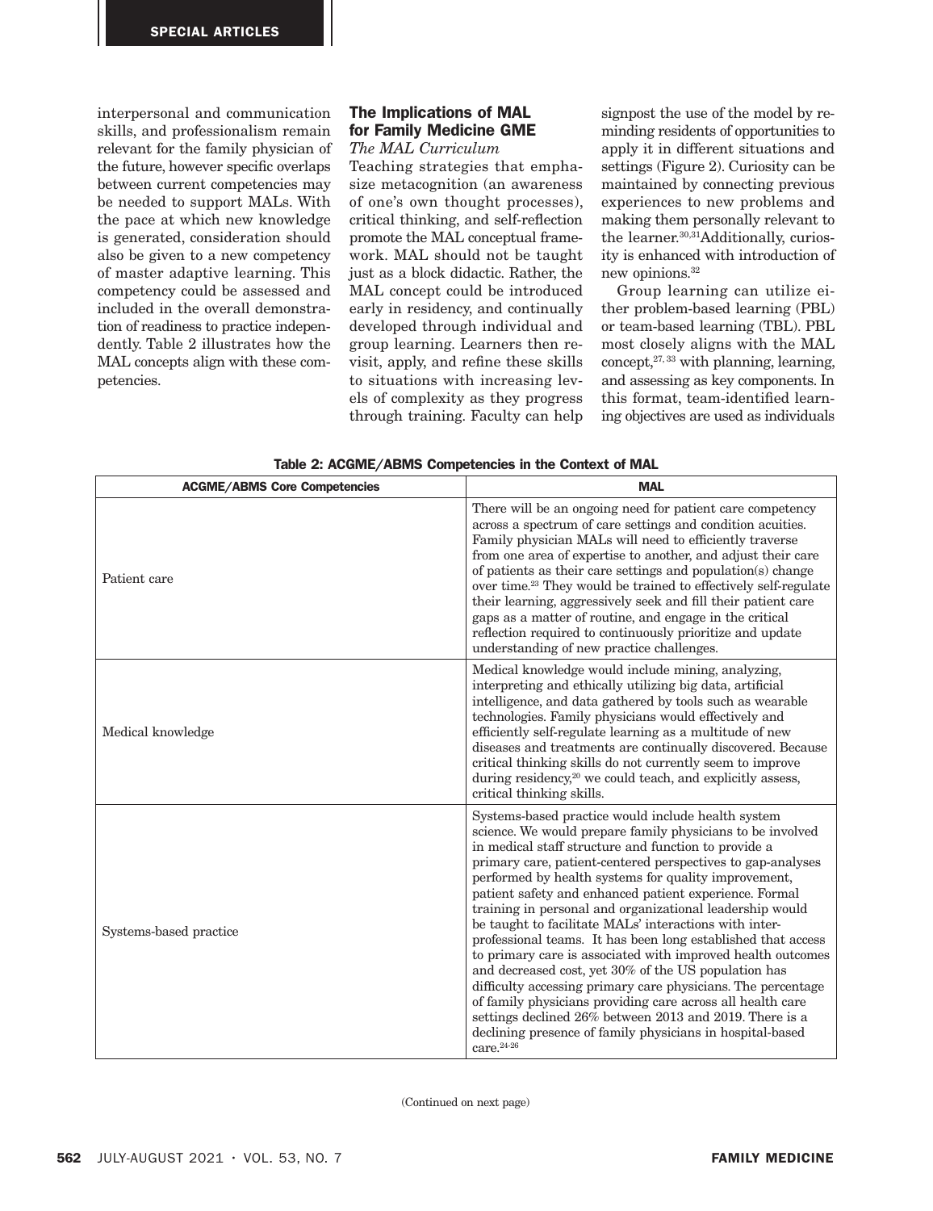interpersonal and communication skills, and professionalism remain relevant for the family physician of the future, however specific overlaps between current competencies may be needed to support MALs. With the pace at which new knowledge is generated, consideration should also be given to a new competency of master adaptive learning. This competency could be assessed and included in the overall demonstration of readiness to practice independently. Table 2 illustrates how the MAL concepts align with these competencies.

## The Implications of MAL for Family Medicine GME

### *The MAL Curriculum*

Teaching strategies that emphasize metacognition (an awareness of one's own thought processes), critical thinking, and self-reflection promote the MAL conceptual framework. MAL should not be taught just as a block didactic. Rather, the MAL concept could be introduced early in residency, and continually developed through individual and group learning. Learners then revisit, apply, and refine these skills to situations with increasing levels of complexity as they progress through training. Faculty can help signpost the use of the model by reminding residents of opportunities to apply it in different situations and settings (Figure 2). Curiosity can be maintained by connecting previous experiences to new problems and making them personally relevant to the learner.[30,31] Additionally, curiosity is enhanced with introduction of new opinions.[32]

Group learning can utilize either problem-based learning (PBL) or team-based learning (TBL). PBL most closely aligns with the MAL concept,[27,33] with planning, learning, and assessing as key components. In this format, team-identified learning objectives are used as individuals

**Table 2: ACGME/ABMS Competencies in the Context of MAL**

| ACGME/ABMS Core Competencies | MAL |
|---|---|
| Patient care | There will be an ongoing need for patient care competency across a spectrum of care settings and condition acuities. Family physician MALs will need to efficiently traverse from one area of expertise to another, and adjust their care of patients as their care settings and population(s) change over time.[23] They would be trained to effectively self-regulate their learning, aggressively seek and fill their patient care gaps as a matter of routine, and engage in the critical reflection required to continuously prioritize and update understanding of new practice challenges. |
| Medical knowledge | Medical knowledge would include mining, analyzing, interpreting and ethically utilizing big data, artificial intelligence, and data gathered by tools such as wearable technologies. Family physicians would effectively and efficiently self-regulate learning as a multitude of new diseases and treatments are continually discovered. Because critical thinking skills do not currently seem to improve during residency,[20] we could teach, and explicitly assess, critical thinking skills. |
| Systems-based practice | Systems-based practice would include health system science. We would prepare family physicians to be involved in medical staff structure and function to provide a primary care, patient-centered perspectives to gap-analyses performed by health systems for quality improvement, patient safety and enhanced patient experience. Formal training in personal and organizational leadership would be taught to facilitate MALs' interactions with interprofessional teams. It has been long established that access to primary care is associated with improved health outcomes and decreased cost, yet 30% of the US population has difficulty accessing primary care physicians. The percentage of family physicians providing care across all health care settings declined 26% between 2013 and 2019. There is a declining presence of family physicians in hospital-based care.[24-26] |

(Continued on next page)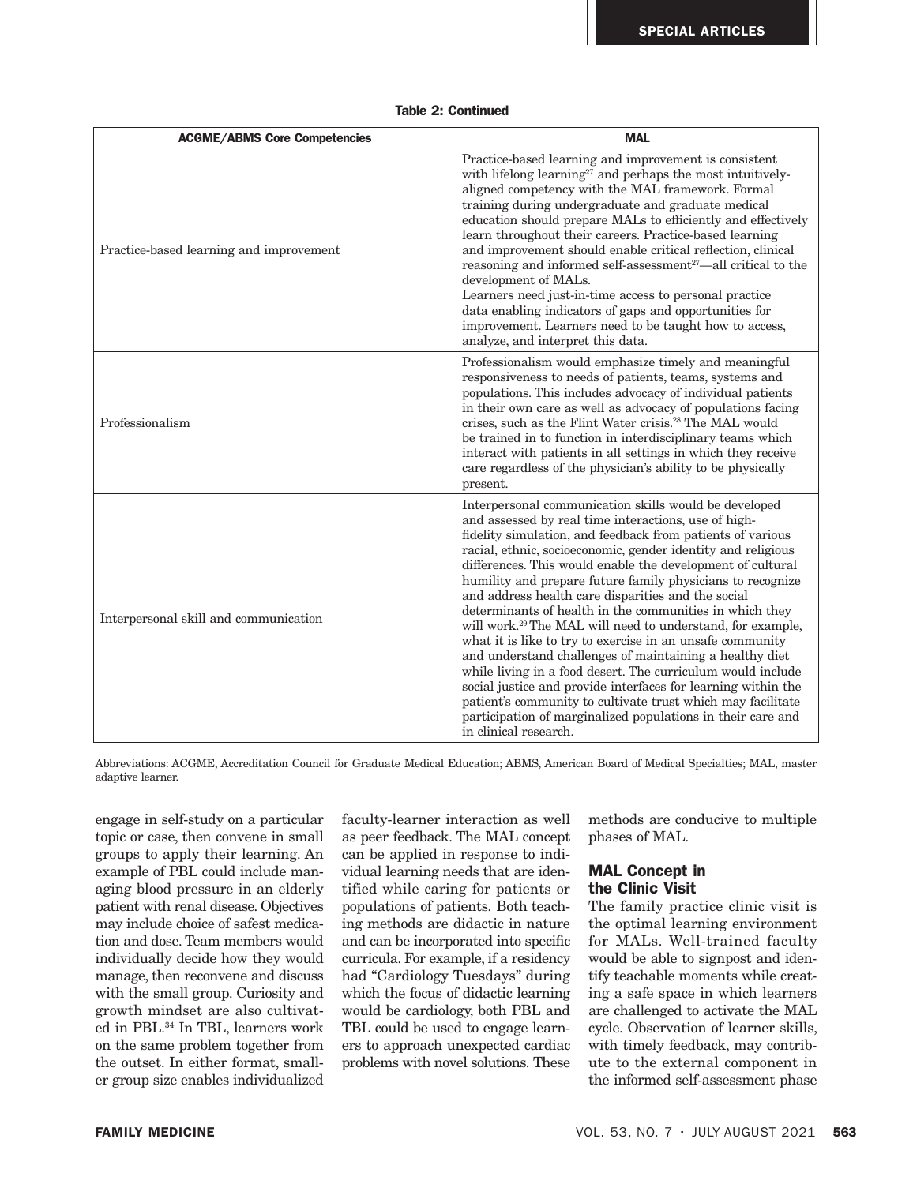**Table 2: Continued**

| ACGME/ABMS Core Competencies | MAL |
| --- | --- |
| Practice-based learning and improvement | Practice-based learning and improvement is consistent with lifelong learning[27] and perhaps the most intuitively-aligned competency with the MAL framework. Formal training during undergraduate and graduate medical education should prepare MALs to efficiently and effectively learn throughout their careers. Practice-based learning and improvement should enable critical reflection, clinical reasoning and informed self-assessment[27]—all critical to the development of MALs. Learners need just-in-time access to personal practice data enabling indicators of gaps and opportunities for improvement. Learners need to be taught how to access, analyze, and interpret this data. |
| Professionalism | Professionalism would emphasize timely and meaningful responsiveness to needs of patients, teams, systems and populations. This includes advocacy of individual patients in their own care as well as advocacy of populations facing crises, such as the Flint Water crisis.[28] The MAL would be trained in to function in interdisciplinary teams which interact with patients in all settings in which they receive care regardless of the physician's ability to be physically present. |
| Interpersonal skill and communication | Interpersonal communication skills would be developed and assessed by real time interactions, use of high-fidelity simulation, and feedback from patients of various racial, ethnic, socioeconomic, gender identity and religious differences. This would enable the development of cultural humility and prepare future family physicians to recognize and address health care disparities and the social determinants of health in the communities in which they will work.[29] The MAL will need to understand, for example, what it is like to try to exercise in an unsafe community and understand challenges of maintaining a healthy diet while living in a food desert. The curriculum would include social justice and provide interfaces for learning within the patient's community to cultivate trust which may facilitate participation of marginalized populations in their care and in clinical research. |

Abbreviations: ACGME, Accreditation Council for Graduate Medical Education; ABMS, American Board of Medical Specialties; MAL, master adaptive learner.

engage in self-study on a particular topic or case, then convene in small groups to apply their learning. An example of PBL could include managing blood pressure in an elderly patient with renal disease. Objectives may include choice of safest medication and dose. Team members would individually decide how they would manage, then reconvene and discuss with the small group. Curiosity and growth mindset are also cultivated in PBL.[34] In TBL, learners work on the same problem together from the outset. In either format, smaller group size enables individualized faculty-learner interaction as well as peer feedback. The MAL concept can be applied in response to individual learning needs that are identified while caring for patients or populations of patients. Both teaching methods are didactic in nature and can be incorporated into specific curricula. For example, if a residency had "Cardiology Tuesdays" during which the focus of didactic learning would be cardiology, both PBL and TBL could be used to engage learners to approach unexpected cardiac problems with novel solutions. These methods are conducive to multiple phases of MAL.

## MAL Concept in the Clinic Visit

The family practice clinic visit is the optimal learning environment for MALs. Well-trained faculty would be able to signpost and identify teachable moments while creating a safe space in which learners are challenged to activate the MAL cycle. Observation of learner skills, with timely feedback, may contribute to the external component in the informed self-assessment phase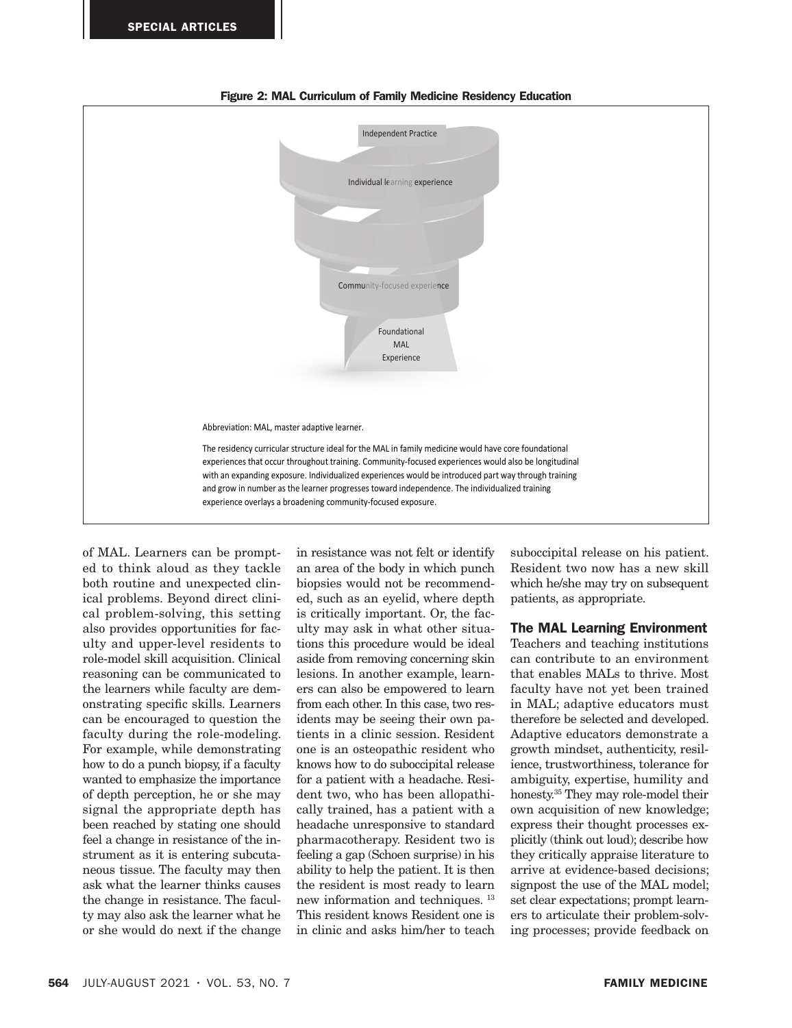**Figure 2: MAL Curriculum of Family Medicine Residency Education**

Independent Practice

Individual learning experience

Community-focused experience

Foundational MAL Experience

Abbreviation: MAL, master adaptive learner.

The residency curricular structure ideal for the MAL in family medicine would have core foundational experiences that occur throughout training. Community-focused experiences would also be longitudinal with an expanding exposure. Individualized experiences would be introduced part way through training and grow in number as the learner progresses toward independence. The individualized training experience overlays a broadening community-focused exposure.

of MAL. Learners can be prompted to think aloud as they tackle both routine and unexpected clinical problems. Beyond direct clinical problem-solving, this setting also provides opportunities for faculty and upper-level residents to role-model skill acquisition. Clinical reasoning can be communicated to the learners while faculty are demonstrating specific skills. Learners can be encouraged to question the faculty during the role-modeling. For example, while demonstrating how to do a punch biopsy, if a faculty wanted to emphasize the importance of depth perception, he or she may signal the appropriate depth has been reached by stating one should feel a change in resistance of the instrument as it is entering subcutaneous tissue. The faculty may then ask what the learner thinks causes the change in resistance. The faculty may also ask the learner what he or she would do next if the change in resistance was not felt or identify an area of the body in which punch biopsies would not be recommended, such as an eyelid, where depth is critically important. Or, the faculty may ask in what other situations this procedure would be ideal aside from removing concerning skin lesions. In another example, learners can also be empowered to learn from each other. In this case, two residents may be seeing their own patients in a clinic session. Resident one is an osteopathic resident who knows how to do suboccipital release for a patient with a headache. Resident two, who has been allopathically trained, has a patient with a headache unresponsive to standard pharmacotherapy. Resident two is feeling a gap (Schoen surprise) in his ability to help the patient. It is then the resident is most ready to learn new information and techniques.[13] This resident knows Resident one is in clinic and asks him/her to teach suboccipital release on his patient. Resident two now has a new skill which he/she may try on subsequent patients, as appropriate.

### The MAL Learning Environment

Teachers and teaching institutions can contribute to an environment that enables MALs to thrive. Most faculty have not yet been trained in MAL; adaptive educators must therefore be selected and developed. Adaptive educators demonstrate a growth mindset, authenticity, resilience, trustworthiness, tolerance for ambiguity, expertise, humility and honesty.[35] They may role-model their own acquisition of new knowledge; express their thought processes explicitly (think out loud); describe how they critically appraise literature to arrive at evidence-based decisions; signpost the use of the MAL model; set clear expectations; prompt learners to articulate their problem-solving processes; provide feedback on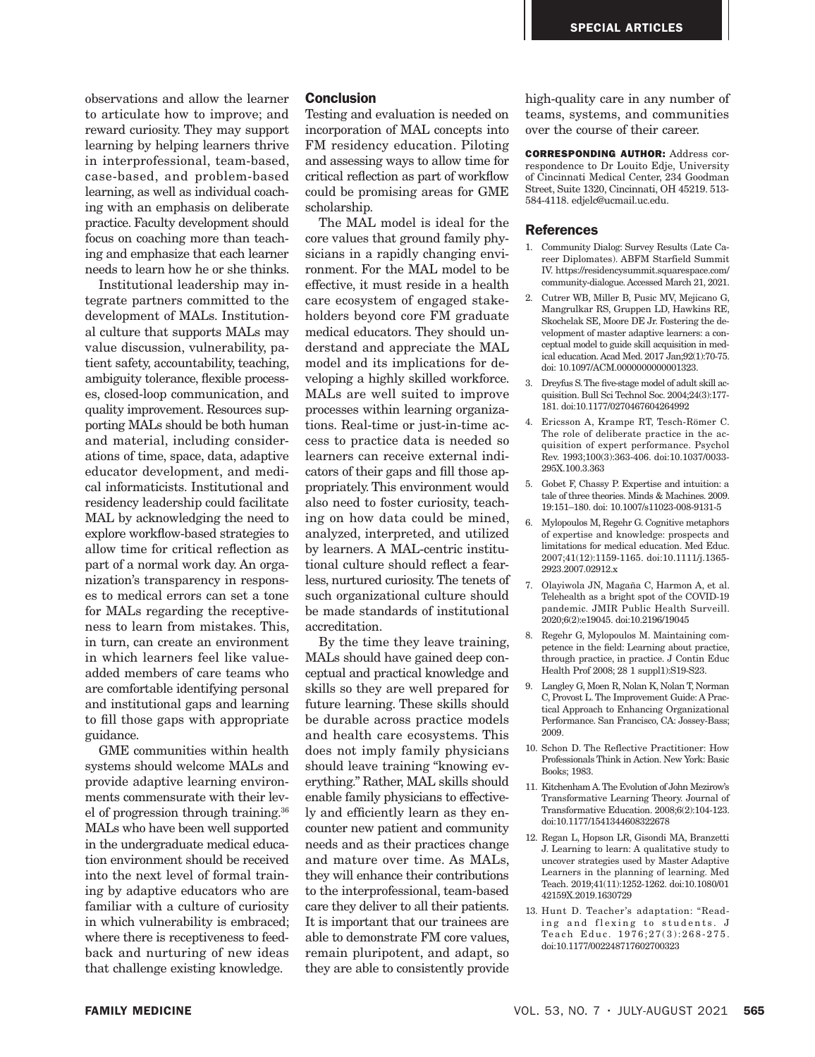observations and allow the learner to articulate how to improve; and reward curiosity. They may support learning by helping learners thrive in interprofessional, team-based, case-based, and problem-based learning, as well as individual coaching with an emphasis on deliberate practice. Faculty development should focus on coaching more than teaching and emphasize that each learner needs to learn how he or she thinks.

Institutional leadership may integrate partners committed to the development of MALs. Institutional culture that supports MALs may value discussion, vulnerability, patient safety, accountability, teaching, ambiguity tolerance, flexible processes, closed-loop communication, and quality improvement. Resources supporting MALs should be both human and material, including considerations of time, space, data, adaptive educator development, and medical informaticists. Institutional and residency leadership could facilitate MAL by acknowledging the need to explore workflow-based strategies to allow time for critical reflection as part of a normal work day. An organization's transparency in responses to medical errors can set a tone for MALs regarding the receptiveness to learn from mistakes. This, in turn, can create an environment in which learners feel like value-added members of care teams who are comfortable identifying personal and institutional gaps and learning to fill those gaps with appropriate guidance.

GME communities within health systems should welcome MALs and provide adaptive learning environments commensurate with their level of progression through training.[36] MALs who have been well supported in the undergraduate medical education environment should be received into the next level of formal training by adaptive educators who are familiar with a culture of curiosity in which vulnerability is embraced; where there is receptiveness to feedback and nurturing of new ideas that challenge existing knowledge.

## Conclusion

Testing and evaluation is needed on incorporation of MAL concepts into FM residency education. Piloting and assessing ways to allow time for critical reflection as part of workflow could be promising areas for GME scholarship.

The MAL model is ideal for the core values that ground family physicians in a rapidly changing environment. For the MAL model to be effective, it must reside in a health care ecosystem of engaged stakeholders beyond core FM graduate medical educators. They should understand and appreciate the MAL model and its implications for developing a highly skilled workforce. MALs are well suited to improve processes within learning organizations. Real-time or just-in-time access to practice data is needed so learners can receive external indicators of their gaps and fill those appropriately. This environment would also need to foster curiosity, teaching on how data could be mined, analyzed, interpreted, and utilized by learners. A MAL-centric institutional culture should reflect a fearless, nurtured curiosity. The tenets of such organizational culture should be made standards of institutional accreditation.

By the time they leave training, MALs should have gained deep conceptual and practical knowledge and skills so they are well prepared for future learning. These skills should be durable across practice models and health care ecosystems. This does not imply family physicians should leave training "knowing everything." Rather, MAL skills should enable family physicians to effectively and efficiently learn as they encounter new patient and community needs and as their practices change and mature over time. As MALs, they will enhance their contributions to the interprofessional, team-based care they deliver to all their patients. It is important that our trainees are able to demonstrate FM core values, remain pluripotent, and adapt, so they are able to consistently provide high-quality care in any number of teams, systems, and communities over the course of their career.

**CORRESPONDING AUTHOR:** Address correspondence to Dr Louito Edje, University of Cincinnati Medical Center, 234 Goodman Street, Suite 1320, Cincinnati, OH 45219. 513-584-4118. edjelc@ucmail.uc.edu.

## References

1. Community Dialog: Survey Results (Late Career Diplomates). ABFM Starfield Summit IV. https://residencysummit.squarespace.com/community-dialogue. Accessed March 21, 2021.
2. Cutrer WB, Miller B, Pusic MV, Mejicano G, Mangrulkar RS, Gruppen LD, Hawkins RE, Skochelak SE, Moore DE Jr. Fostering the development of master adaptive learners: a conceptual model to guide skill acquisition in medical education. Acad Med. 2017 Jan;92(1):70-75. doi: 10.1097/ACM.0000000000001323.
3. Dreyfus S. The five-stage model of adult skill acquisition. Bull Sci Technol Soc. 2004;24(3):177-181. doi:10.1177/0270467604264992
4. Ericsson A, Krampe RT, Tesch-Römer C. The role of deliberate practice in the acquisition of expert performance. Psychol Rev. 1993;100(3):363-406. doi:10.1037/0033-295X.100.3.363
5. Gobet F, Chassy P. Expertise and intuition: a tale of three theories. Minds & Machines. 2009. 19:151–180. doi: 10.1007/s11023-008-9131-5
6. Mylopoulos M, Regehr G. Cognitive metaphors of expertise and knowledge: prospects and limitations for medical education. Med Educ. 2007;41(12):1159-1165. doi:10.1111/j.1365-2923.2007.02912.x
7. Olayiwola JN, Magaña C, Harmon A, et al. Telehealth as a bright spot of the COVID-19 pandemic. JMIR Public Health Surveill. 2020;6(2):e19045. doi:10.2196/19045
8. Regehr G, Mylopoulos M. Maintaining competence in the field: Learning about practice, through practice, in practice. J Contin Educ Health Prof 2008; 28 1 suppl1):S19-S23.
9. Langley G, Moen R, Nolan K, Nolan T, Norman C, Provost L. The Improvement Guide: A Practical Approach to Enhancing Organizational Performance. San Francisco, CA: Jossey-Bass; 2009.
10. Schon D. The Reflective Practitioner: How Professionals Think in Action. New York: Basic Books; 1983.
11. Kitchenham A. The Evolution of John Mezirow's Transformative Learning Theory. Journal of Transformative Education. 2008;6(2):104-123. doi:10.1177/1541344608322678
12. Regan L, Hopson LR, Gisondi MA, Branzetti J. Learning to learn: A qualitative study to uncover strategies used by Master Adaptive Learners in the planning of learning. Med Teach. 2019;41(11):1252-1262. doi:10.1080/0142159X.2019.1630729
13. Hunt D. Teacher's adaptation: "Reading and flexing to students. J Teach Educ. 1976;27(3):268-275. doi:10.1177/002248717602700323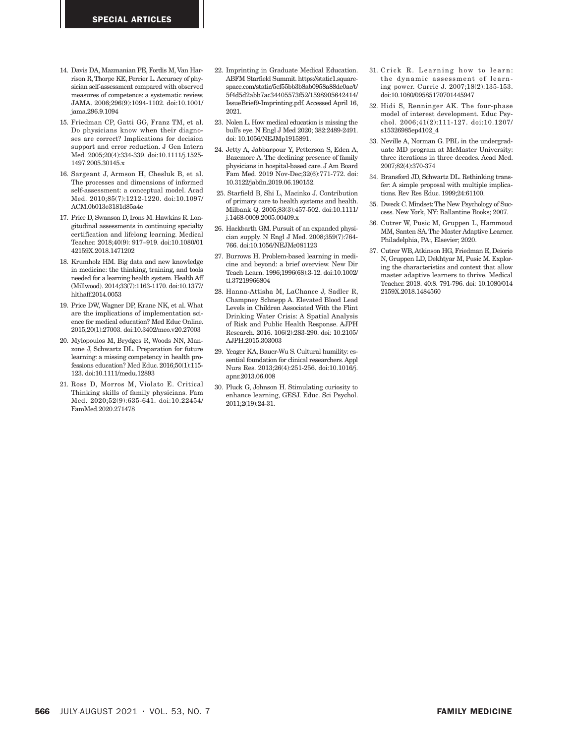14. Davis DA, Mazmanian PE, Fordis M, Van Harrison R, Thorpe KE, Perrier L. Accuracy of physician self-assessment compared with observed measures of competence: a systematic review. JAMA. 2006;296(9):1094-1102. doi:10.1001/jama.296.9.1094
15. Friedman CP, Gatti GG, Franz TM, et al. Do physicians know when their diagnoses are correct? Implications for decision support and error reduction. J Gen Intern Med. 2005;20(4):334-339. doi:10.1111/j.1525-1497.2005.30145.x
16. Sargeant J, Armson H, Chesluk B, et al. The processes and dimensions of informed self-assessment: a conceptual model. Acad Med. 2010;85(7):1212-1220. doi:10.1097/ACM.0b013e3181d85a4e
17. Price D, Swanson D, Irons M. Hawkins R. Longitudinal assessments in continuing specialty certification and lifelong learning. Medical Teacher. 2018;40(9): 917–919. doi:10.1080/0142159X.2018.1471202
18. Krumholz HM. Big data and new knowledge in medicine: the thinking, training, and tools needed for a learning health system. Health Aff (Millwood). 2014;33(7):1163-1170. doi:10.1377/hlthaff.2014.0053
19. Price DW, Wagner DP, Krane NK, et al. What are the implications of implementation science for medical education? Med Educ Online. 2015;20(1):27003. doi:10.3402/meo.v20.27003
20. Mylopoulos M, Brydges R, Woods NN, Manzone J, Schwartz DL. Preparation for future learning: a missing competency in health professions education? Med Educ. 2016;50(1):115-123. doi:10.1111/medu.12893
21. Ross D, Morros M, Violato E. Critical Thinking skills of family physicians. Fam Med. 2020;52(9):635-641. doi:10.22454/FamMed.2020.271478
22. Imprinting in Graduate Medical Education. ABFM Starfield Summit. https://static1.squarespace.com/static/5ef55bb3b8ab0958a88de0ac/t/5f4d5d2abb7ac34405573f52/1598905642414/IssueBrief9-Imprinting.pdf. Accessed April 16, 2021.
23. Nolen L. How medical education is missing the bull's eye. N Engl J Med 2020; 382:2489-2491. doi: 10.1056/NEJMp1915891.
24. Jetty A, Jabbarpour Y, Petterson S, Eden A, Bazemore A. The declining presence of family physicians in hospital-based care. J Am Board Fam Med. 2019 Nov-Dec;32(6):771-772. doi: 10.3122/jabfm.2019.06.190152.
25. Starfield B, Shi L, Macinko J. Contribution of primary care to health systems and health. Milbank Q. 2005;83(3):457-502. doi:10.1111/j.1468-0009.2005.00409.x
26. Hackbarth GM. Pursuit of an expanded physician supply. N Engl J Med. 2008;359(7):764-766. doi:10.1056/NEJMc081123
27. Burrows H. Problem-based learning in medicine and beyond: a brief overview. New Dir Teach Learn. 1996;1996(68):3-12. doi:10.1002/tl.37219966804
28. Hanna-Attisha M, LaChance J, Sadler R, Champney Schnepp A. Elevated Blood Lead Levels in Children Associated With the Flint Drinking Water Crisis: A Spatial Analysis of Risk and Public Health Response. AJPH Research. 2016. 106(2):283-290. doi: 10.2105/AJPH.2015.303003
29. Yeager KA, Bauer-Wu S. Cultural humility: essential foundation for clinical researchers. Appl Nurs Res. 2013;26(4):251-256. doi:10.1016/j.apnr.2013.06.008
30. Pluck G, Johnson H. Stimulating curiosity to enhance learning, GESJ. Educ. Sci Psychol. 2011;2(19):24-31.
31. Crick R. Learning how to learn: the dynamic assessment of learning power. Curric J. 2007;18(2):135-153. doi:10.1080/09585170701445947
32. Hidi S, Renninger AK. The four-phase model of interest development. Educ Psychol. 2006;41(2):111-127. doi:10.1207/s15326985ep4102_4
33. Neville A, Norman G. PBL in the undergraduate MD program at McMaster University: three iterations in three decades. Acad Med. 2007;82(4):370-374
34. Bransford JD, Schwartz DL. Rethinking transfer: A simple proposal with multiple implications. Rev Res Educ. 1999;24:61100.
35. Dweck C. Mindset: The New Psychology of Success. New York, NY: Ballantine Books; 2007.
36. Cutrer W, Pusic M, Gruppen L, Hammoud MM, Santen SA. The Master Adaptive Learner. Philadelphia, PA:, Elsevier; 2020.
37. Cutrer WB, Atkinson HG, Friedman E, Deiorio N, Gruppen LD, Dekhtyar M, Pusic M. Exploring the characteristics and context that allow master adaptive learners to thrive. Medical Teacher. 2018. 40:8. 791-796. doi: 10.1080/0142159X.2018.1484560